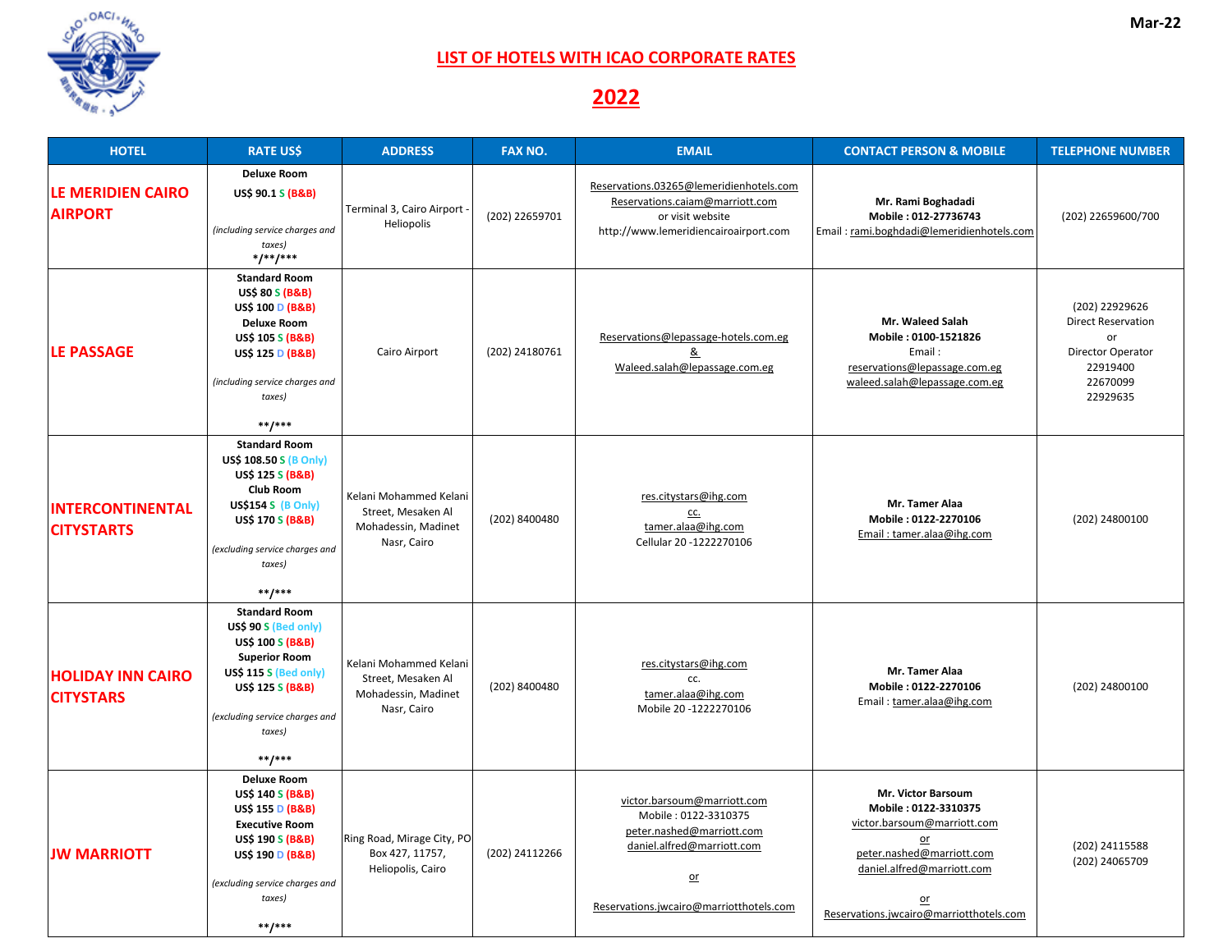Mar-22

# LIST OF HOTELS WITH ICAO CORPORATE RATES

# 2022

| HOTEL | RATE US$ | ADDRESS | FAX NO. | EMAIL | CONTACT PERSON & MOBILE | TELEPHONE NUMBER |
|---|---|---|---|---|---|---|
| **LE MERIDIEN CAIRO AIRPORT** | **Deluxe Room**<br>**US$ 90.1 S (B&B)**<br>*(including service charges and taxes)*<br>**\*/\*\*/\*\*\*** | Terminal 3, Cairo Airport - Heliopolis | (202) 22659701 | Reservations.03265@lemeridienhotels.com<br>Reservations.caiam@marriott.com<br>or visit website<br>http://www.lemeridiencairoairport.com | **Mr. Rami Boghadadi**<br>**Mobile : 012-27736743**<br>Email : rami.boghdadi@lemeridienhotels.com | (202) 22659600/700 |
| **LE PASSAGE** | **Standard Room**<br>**US$ 80 S (B&B)**<br>**US$ 100 D (B&B)**<br>**Deluxe Room**<br>**US$ 105 S (B&B)**<br>**US$ 125 D (B&B)**<br>*(including service charges and taxes)*<br>**\*\*/\*\*\*** | Cairo Airport | (202) 24180761 | Reservations@lepassage-hotels.com.eg<br>&<br>Waleed.salah@lepassage.com.eg | **Mr. Waleed Salah**<br>**Mobile : 0100-1521826**<br>Email :<br>reservations@lepassage.com.eg<br>waleed.salah@lepassage.com.eg | (202) 22929626<br>Direct Reservation<br>or<br>Director Operator<br>22919400<br>22670099<br>22929635 |
| **INTERCONTINENTAL CITYSTARTS** | **Standard Room**<br>**US$ 108.50 S (B Only)**<br>**US$ 125 S (B&B)**<br>**Club Room**<br>**US$154 S (B Only)**<br>**US$ 170 S (B&B)**<br>*(excluding service charges and taxes)*<br>**\*\*/\*\*\*** | Kelani Mohammed Kelani Street, Mesaken Al Mohadessin, Madinet Nasr, Cairo | (202) 8400480 | res.citystars@ihg.com<br>cc.<br>tamer.alaa@ihg.com<br>Cellular 20 -1222270106 | **Mr. Tamer Alaa**<br>**Mobile : 0122-2270106**<br>Email : tamer.alaa@ihg.com | (202) 24800100 |
| **HOLIDAY INN CAIRO CITYSTARS** | **Standard Room**<br>**US$ 90 S (Bed only)**<br>**US$ 100 S (B&B)**<br>**Superior Room**<br>**US$ 115 S (Bed only)**<br>**US$ 125 S (B&B)**<br>*(excluding service charges and taxes)*<br>**\*\*/\*\*\*** | Kelani Mohammed Kelani Street, Mesaken Al Mohadessin, Madinet Nasr, Cairo | (202) 8400480 | res.citystars@ihg.com<br>cc.<br>tamer.alaa@ihg.com<br>Mobile 20 -1222270106 | **Mr. Tamer Alaa**<br>**Mobile : 0122-2270106**<br>Email : tamer.alaa@ihg.com | (202) 24800100 |
| **JW MARRIOTT** | **Deluxe Room**<br>**US$ 140 S (B&B)**<br>**US$ 155 D (B&B)**<br>**Executive Room**<br>**US$ 190 S (B&B)**<br>**US$ 190 D (B&B)**<br>*(excluding service charges and taxes)*<br>**\*\*/\*\*\*** | Ring Road, Mirage City, PO Box 427, 11757, Heliopolis, Cairo | (202) 24112266 | victor.barsoum@marriott.com<br>Mobile : 0122-3310375<br>peter.nashed@marriott.com<br>daniel.alfred@marriott.com<br>or<br>Reservations.jwcairo@marriotthotels.com | **Mr. Victor Barsoum**<br>**Mobile : 0122-3310375**<br>victor.barsoum@marriott.com<br>or<br>peter.nashed@marriott.com<br>daniel.alfred@marriott.com<br>or<br>Reservations.jwcairo@marriotthotels.com | (202) 24115588<br>(202) 24065709 |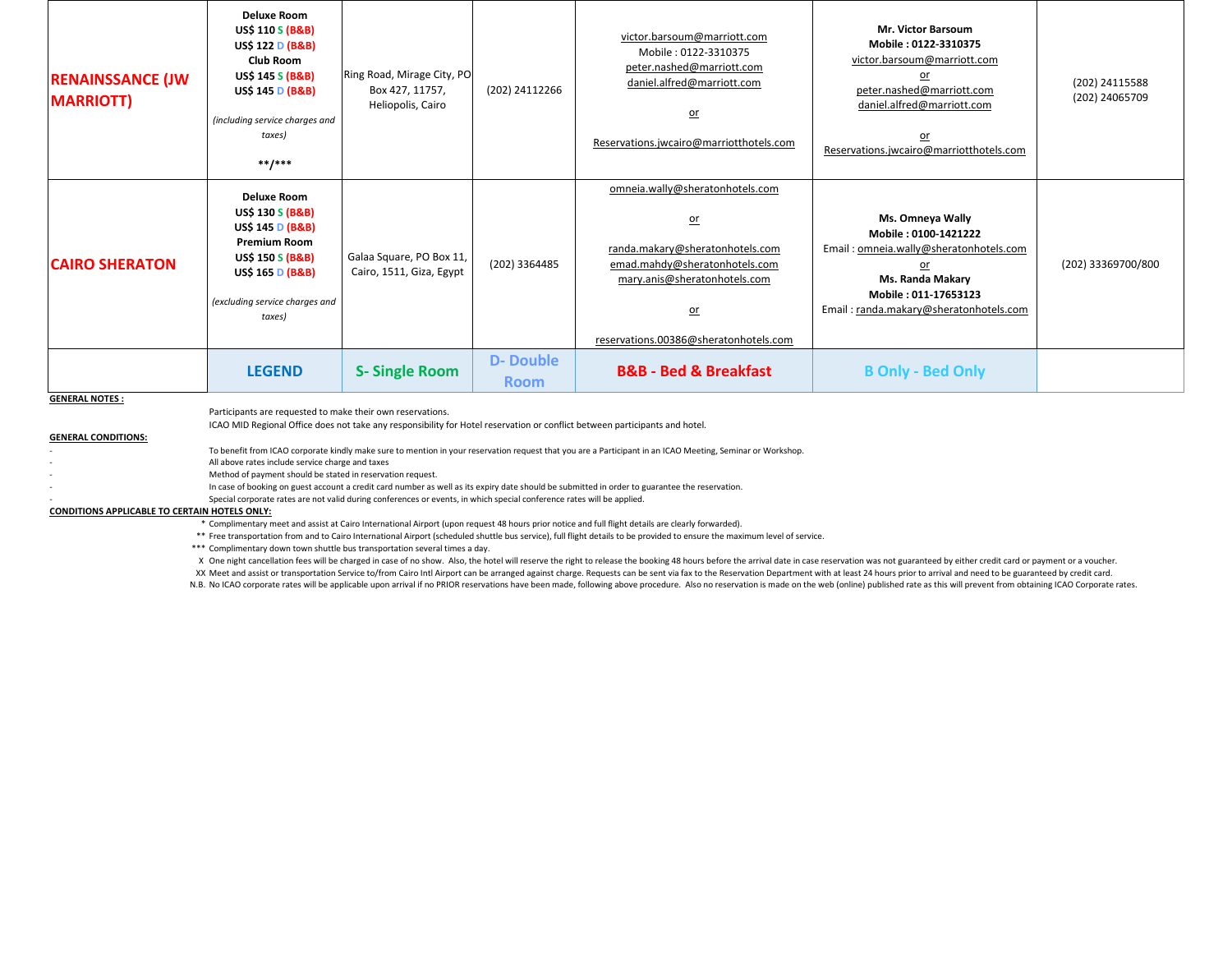| | | | | | | |
|---|---|---|---|---|---|---|
| **RENAINSSANCE (JW MARRIOTT)** | **Deluxe Room**<br>**US$ 110 S (B&B)**<br>**US$ 122 D (B&B)**<br>**Club Room**<br>**US$ 145 S (B&B)**<br>**US$ 145 D (B&B)**<br><br>*(including service charges and taxes)*<br><br>**\*\*/\*\*\*** | Ring Road, Mirage City, PO Box 427, 11757, Heliopolis, Cairo | (202) 24112266 | victor.barsoum@marriott.com<br>Mobile : 0122-3310375<br>peter.nashed@marriott.com<br>daniel.alfred@marriott.com<br><br>or<br><br>Reservations.jwcairo@marriotthotels.com | **Mr. Victor Barsoum**<br>**Mobile : 0122-3310375**<br>victor.barsoum@marriott.com<br>or<br>peter.nashed@marriott.com<br>daniel.alfred@marriott.com<br><br>or<br>Reservations.jwcairo@marriotthotels.com | (202) 24115588<br>(202) 24065709 |
| **CAIRO SHERATON** | **Deluxe Room**<br>**US$ 130 S (B&B)**<br>**US$ 145 D (B&B)**<br>**Premium Room**<br>**US$ 150 S (B&B)**<br>**US$ 165 D (B&B)**<br><br>*(excluding service charges and taxes)* | Galaa Square, PO Box 11, Cairo, 1511, Giza, Egypt | (202) 3364485 | omneia.wally@sheratonhotels.com<br><br>or<br><br>randa.makary@sheratonhotels.com<br>emad.mahdy@sheratonhotels.com<br>mary.anis@sheratonhotels.com<br><br>or<br><br>reservations.00386@sheratonhotels.com | **Ms. Omneya Wally**<br>**Mobile : 0100-1421222**<br>Email : omneia.wally@sheratonhotels.com<br>or<br>**Ms. Randa Makary**<br>**Mobile : 011-17653123**<br>Email : randa.makary@sheratonhotels.com | (202) 33369700/800 |
| | **LEGEND** | **S- Single Room** | **D- Double Room** | **B&B - Bed & Breakfast** | **B Only - Bed Only** | |

**GENERAL NOTES :**

Participants are requested to make their own reservations.

ICAO MID Regional Office does not take any responsibility for Hotel reservation or conflict between participants and hotel.

**GENERAL CONDITIONS:**

- To benefit from ICAO corporate kindly make sure to mention in your reservation request that you are a Participant in an ICAO Meeting, Seminar or Workshop.
- All above rates include service charge and taxes
- Method of payment should be stated in reservation request.
- In case of booking on guest account a credit card number as well as its expiry date should be submitted in order to guarantee the reservation.
- Special corporate rates are not valid during conferences or events, in which special conference rates will be applied.

**CONDITIONS APPLICABLE TO CERTAIN HOTELS ONLY:**

\* Complimentary meet and assist at Cairo International Airport (upon request 48 hours prior notice and full flight details are clearly forwarded).

\*\* Free transportation from and to Cairo International Airport (scheduled shuttle bus service), full flight details to be provided to ensure the maximum level of service.

\*\*\* Complimentary down town shuttle bus transportation several times a day.

X One night cancellation fees will be charged in case of no show. Also, the hotel will reserve the right to release the booking 48 hours before the arrival date in case reservation was not guaranteed by either credit card or payment or a voucher.

XX Meet and assist or transportation Service to/from Cairo Intl Airport can be arranged against charge. Requests can be sent via fax to the Reservation Department with at least 24 hours prior to arrival and need to be guaranteed by credit card.

N.B. No ICAO corporate rates will be applicable upon arrival if no PRIOR reservations have been made, following above procedure. Also no reservation is made on the web (online) published rate as this will prevent from obtaining ICAO Corporate rates.